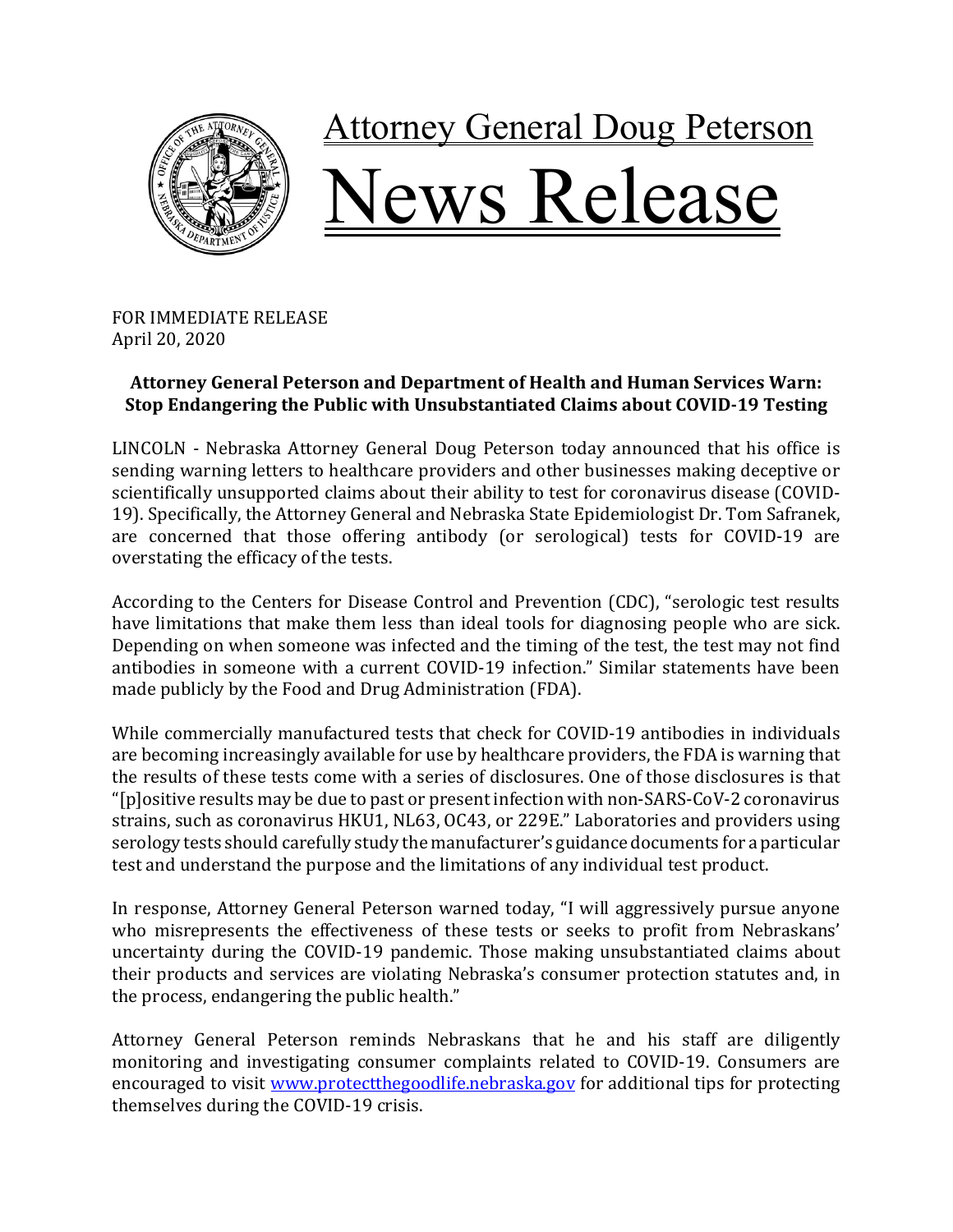# Attorney General Doug Peterson

# News Release

FOR IMMEDIATE RELEASE
April 20, 2020

**Attorney General Peterson and Department of Health and Human Services Warn: Stop Endangering the Public with Unsubstantiated Claims about COVID-19 Testing**

LINCOLN - Nebraska Attorney General Doug Peterson today announced that his office is sending warning letters to healthcare providers and other businesses making deceptive or scientifically unsupported claims about their ability to test for coronavirus disease (COVID-19). Specifically, the Attorney General and Nebraska State Epidemiologist Dr. Tom Safranek, are concerned that those offering antibody (or serological) tests for COVID-19 are overstating the efficacy of the tests.

According to the Centers for Disease Control and Prevention (CDC), "serologic test results have limitations that make them less than ideal tools for diagnosing people who are sick. Depending on when someone was infected and the timing of the test, the test may not find antibodies in someone with a current COVID-19 infection." Similar statements have been made publicly by the Food and Drug Administration (FDA).

While commercially manufactured tests that check for COVID-19 antibodies in individuals are becoming increasingly available for use by healthcare providers, the FDA is warning that the results of these tests come with a series of disclosures. One of those disclosures is that "[p]ositive results may be due to past or present infection with non-SARS-CoV-2 coronavirus strains, such as coronavirus HKU1, NL63, OC43, or 229E." Laboratories and providers using serology tests should carefully study the manufacturer's guidance documents for a particular test and understand the purpose and the limitations of any individual test product.

In response, Attorney General Peterson warned today, "I will aggressively pursue anyone who misrepresents the effectiveness of these tests or seeks to profit from Nebraskans' uncertainty during the COVID-19 pandemic. Those making unsubstantiated claims about their products and services are violating Nebraska's consumer protection statutes and, in the process, endangering the public health."

Attorney General Peterson reminds Nebraskans that he and his staff are diligently monitoring and investigating consumer complaints related to COVID-19. Consumers are encouraged to visit www.protectthegoodlife.nebraska.gov for additional tips for protecting themselves during the COVID-19 crisis.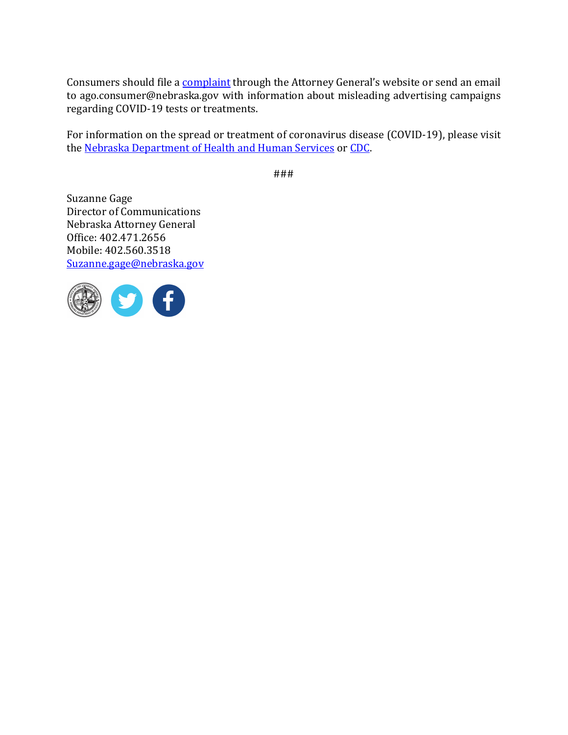Consumers should file a complaint through the Attorney General's website or send an email to ago.consumer@nebraska.gov with information about misleading advertising campaigns regarding COVID-19 tests or treatments.

For information on the spread or treatment of coronavirus disease (COVID-19), please visit the Nebraska Department of Health and Human Services or CDC.

###

Suzanne Gage
Director of Communications
Nebraska Attorney General
Office: 402.471.2656
Mobile: 402.560.3518
Suzanne.gage@nebraska.gov